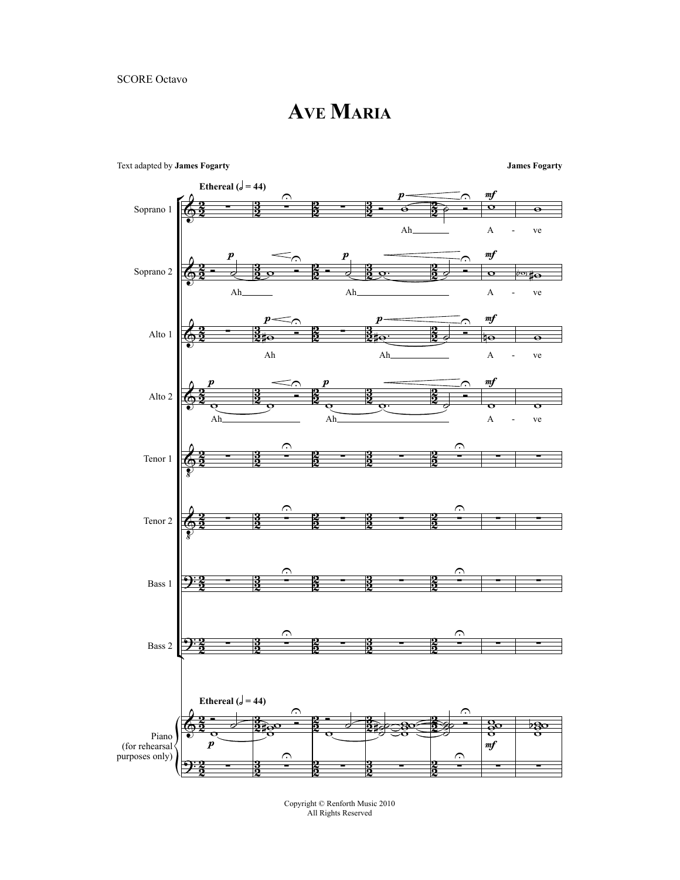SCORE Octavo

# Ave Maria

Text adapted by **James Fogarty**

**James Fogarty**

Copyright © Renforth Music 2010
All Rights Reserved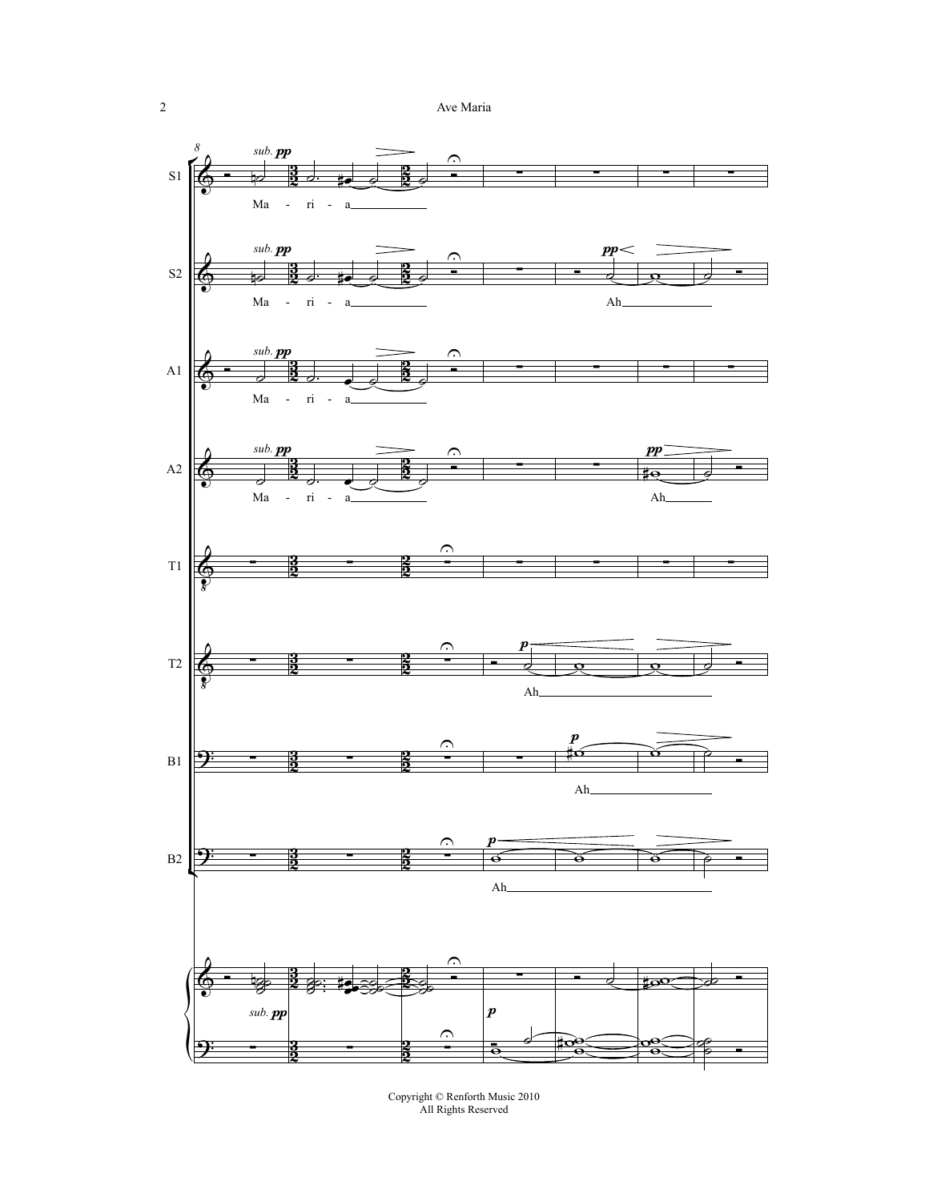Copyright © Renforth Music 2010
All Rights Reserved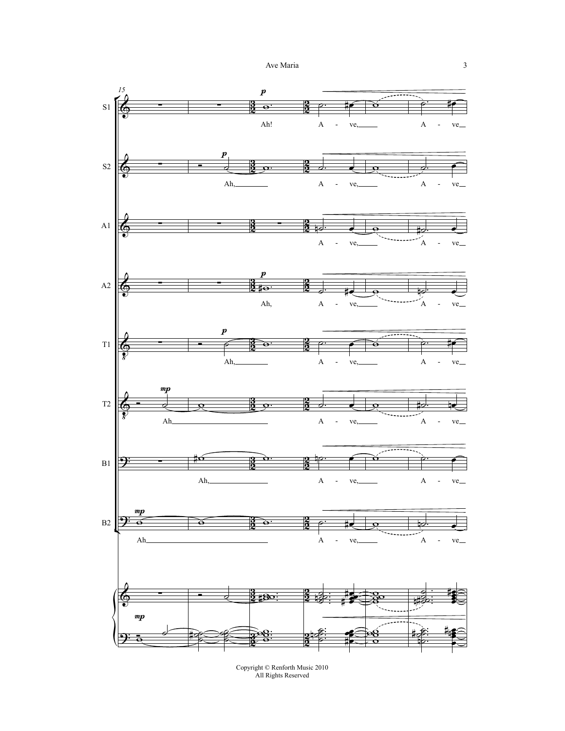S1: Ah! A - ve, A - ve

S2: Ah, A - ve, A - ve

A1: A - ve, A - ve

A2: Ah, A - ve, A - ve

T1: Ah, A - ve, A - ve

T2: Ah A - ve, A - ve

B1: Ah, A - ve, A - ve

B2: Ah A - ve, A - ve

Copyright © Renforth Music 2010
All Rights Reserved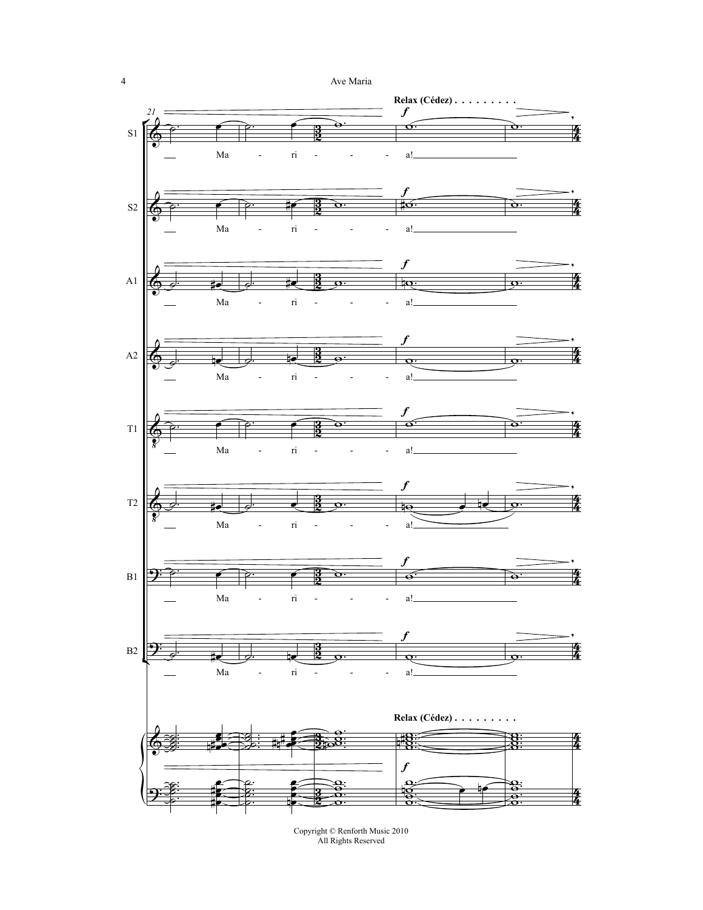Relax (Cédez) . . . . . . . . .

Copyright © Renforth Music 2010
All Rights Reserved